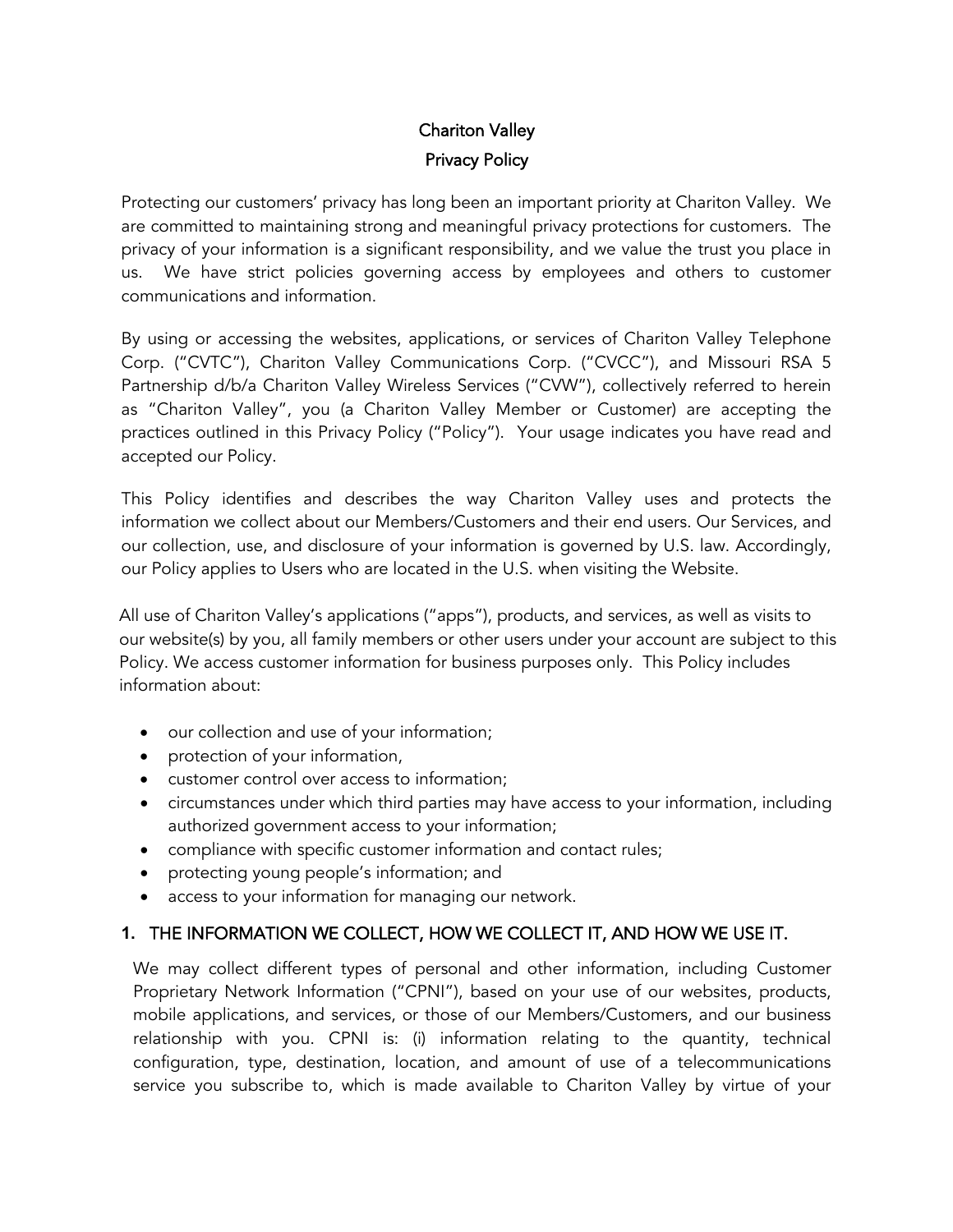# Chariton Valley
# Privacy Policy

Protecting our customers' privacy has long been an important priority at Chariton Valley. We are committed to maintaining strong and meaningful privacy protections for customers. The privacy of your information is a significant responsibility, and we value the trust you place in us. We have strict policies governing access by employees and others to customer communications and information.

By using or accessing the websites, applications, or services of Chariton Valley Telephone Corp. ("CVTC"), Chariton Valley Communications Corp. ("CVCC"), and Missouri RSA 5 Partnership d/b/a Chariton Valley Wireless Services ("CVW"), collectively referred to herein as "Chariton Valley", you (a Chariton Valley Member or Customer) are accepting the practices outlined in this Privacy Policy ("Policy"). Your usage indicates you have read and accepted our Policy.

This Policy identifies and describes the way Chariton Valley uses and protects the information we collect about our Members/Customers and their end users. Our Services, and our collection, use, and disclosure of your information is governed by U.S. law. Accordingly, our Policy applies to Users who are located in the U.S. when visiting the Website.

All use of Chariton Valley's applications ("apps"), products, and services, as well as visits to our website(s) by you, all family members or other users under your account are subject to this Policy. We access customer information for business purposes only. This Policy includes information about:

- our collection and use of your information;
- protection of your information,
- customer control over access to information;
- circumstances under which third parties may have access to your information, including authorized government access to your information;
- compliance with specific customer information and contact rules;
- protecting young people's information; and
- access to your information for managing our network.

## 1. THE INFORMATION WE COLLECT, HOW WE COLLECT IT, AND HOW WE USE IT.

We may collect different types of personal and other information, including Customer Proprietary Network Information ("CPNI"), based on your use of our websites, products, mobile applications, and services, or those of our Members/Customers, and our business relationship with you. CPNI is: (i) information relating to the quantity, technical configuration, type, destination, location, and amount of use of a telecommunications service you subscribe to, which is made available to Chariton Valley by virtue of your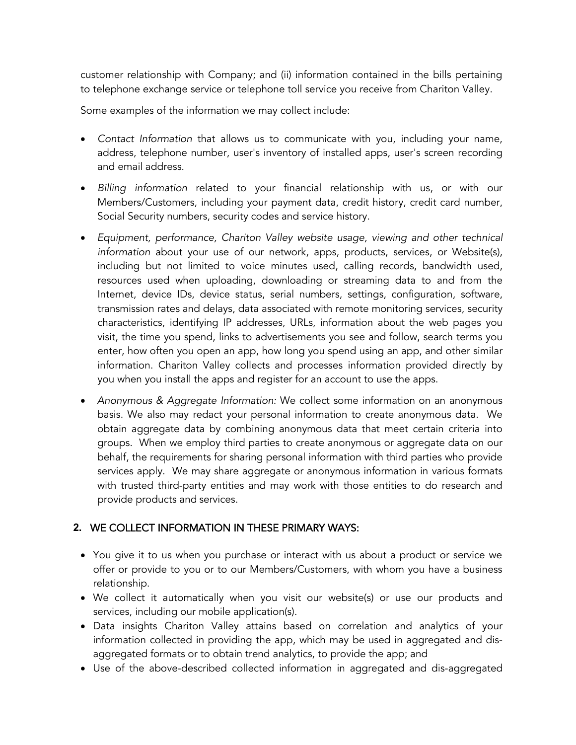customer relationship with Company; and (ii) information contained in the bills pertaining to telephone exchange service or telephone toll service you receive from Chariton Valley.

Some examples of the information we may collect include:

- *Contact Information* that allows us to communicate with you, including your name, address, telephone number, user's inventory of installed apps, user's screen recording and email address.
- *Billing information* related to your financial relationship with us, or with our Members/Customers, including your payment data, credit history, credit card number, Social Security numbers, security codes and service history.
- *Equipment, performance, Chariton Valley website usage, viewing and other technical information* about your use of our network, apps, products, services, or Website(s), including but not limited to voice minutes used, calling records, bandwidth used, resources used when uploading, downloading or streaming data to and from the Internet, device IDs, device status, serial numbers, settings, configuration, software, transmission rates and delays, data associated with remote monitoring services, security characteristics, identifying IP addresses, URLs, information about the web pages you visit, the time you spend, links to advertisements you see and follow, search terms you enter, how often you open an app, how long you spend using an app, and other similar information. Chariton Valley collects and processes information provided directly by you when you install the apps and register for an account to use the apps.
- *Anonymous & Aggregate Information:* We collect some information on an anonymous basis. We also may redact your personal information to create anonymous data. We obtain aggregate data by combining anonymous data that meet certain criteria into groups. When we employ third parties to create anonymous or aggregate data on our behalf, the requirements for sharing personal information with third parties who provide services apply. We may share aggregate or anonymous information in various formats with trusted third-party entities and may work with those entities to do research and provide products and services.

## 2. WE COLLECT INFORMATION IN THESE PRIMARY WAYS:

- You give it to us when you purchase or interact with us about a product or service we offer or provide to you or to our Members/Customers, with whom you have a business relationship.
- We collect it automatically when you visit our website(s) or use our products and services, including our mobile application(s).
- Data insights Chariton Valley attains based on correlation and analytics of your information collected in providing the app, which may be used in aggregated and dis-aggregated formats or to obtain trend analytics, to provide the app; and
- Use of the above-described collected information in aggregated and dis-aggregated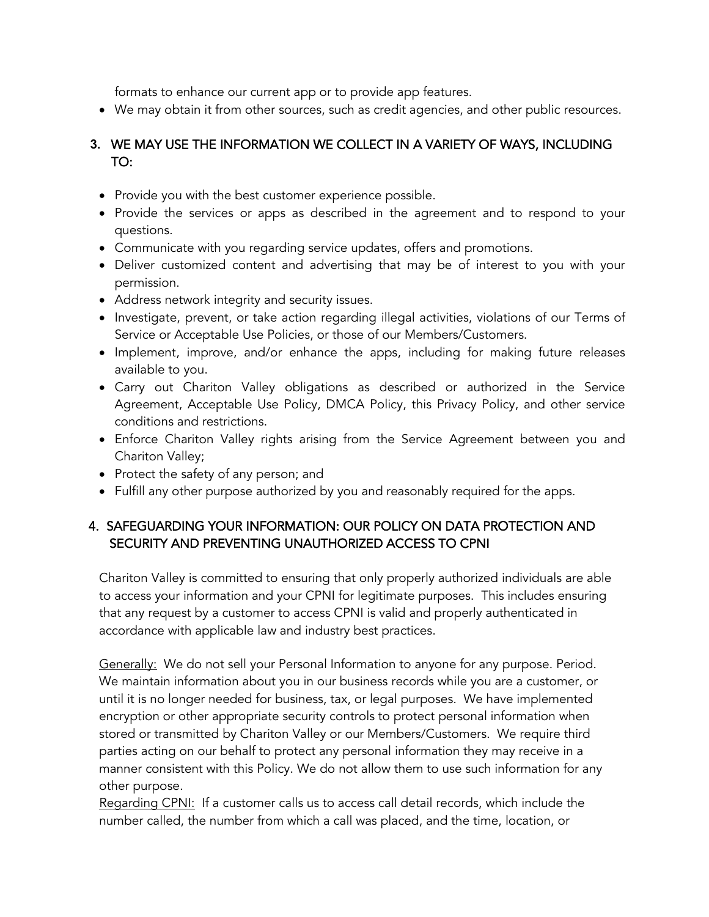formats to enhance our current app or to provide app features.

- We may obtain it from other sources, such as credit agencies, and other public resources.

## 3. WE MAY USE THE INFORMATION WE COLLECT IN A VARIETY OF WAYS, INCLUDING TO:

- Provide you with the best customer experience possible.
- Provide the services or apps as described in the agreement and to respond to your questions.
- Communicate with you regarding service updates, offers and promotions.
- Deliver customized content and advertising that may be of interest to you with your permission.
- Address network integrity and security issues.
- Investigate, prevent, or take action regarding illegal activities, violations of our Terms of Service or Acceptable Use Policies, or those of our Members/Customers.
- Implement, improve, and/or enhance the apps, including for making future releases available to you.
- Carry out Chariton Valley obligations as described or authorized in the Service Agreement, Acceptable Use Policy, DMCA Policy, this Privacy Policy, and other service conditions and restrictions.
- Enforce Chariton Valley rights arising from the Service Agreement between you and Chariton Valley;
- Protect the safety of any person; and
- Fulfill any other purpose authorized by you and reasonably required for the apps.

## 4. SAFEGUARDING YOUR INFORMATION: OUR POLICY ON DATA PROTECTION AND SECURITY AND PREVENTING UNAUTHORIZED ACCESS TO CPNI

Chariton Valley is committed to ensuring that only properly authorized individuals are able to access your information and your CPNI for legitimate purposes. This includes ensuring that any request by a customer to access CPNI is valid and properly authenticated in accordance with applicable law and industry best practices.

Generally: We do not sell your Personal Information to anyone for any purpose. Period. We maintain information about you in our business records while you are a customer, or until it is no longer needed for business, tax, or legal purposes. We have implemented encryption or other appropriate security controls to protect personal information when stored or transmitted by Chariton Valley or our Members/Customers. We require third parties acting on our behalf to protect any personal information they may receive in a manner consistent with this Policy. We do not allow them to use such information for any other purpose.

Regarding CPNI: If a customer calls us to access call detail records, which include the number called, the number from which a call was placed, and the time, location, or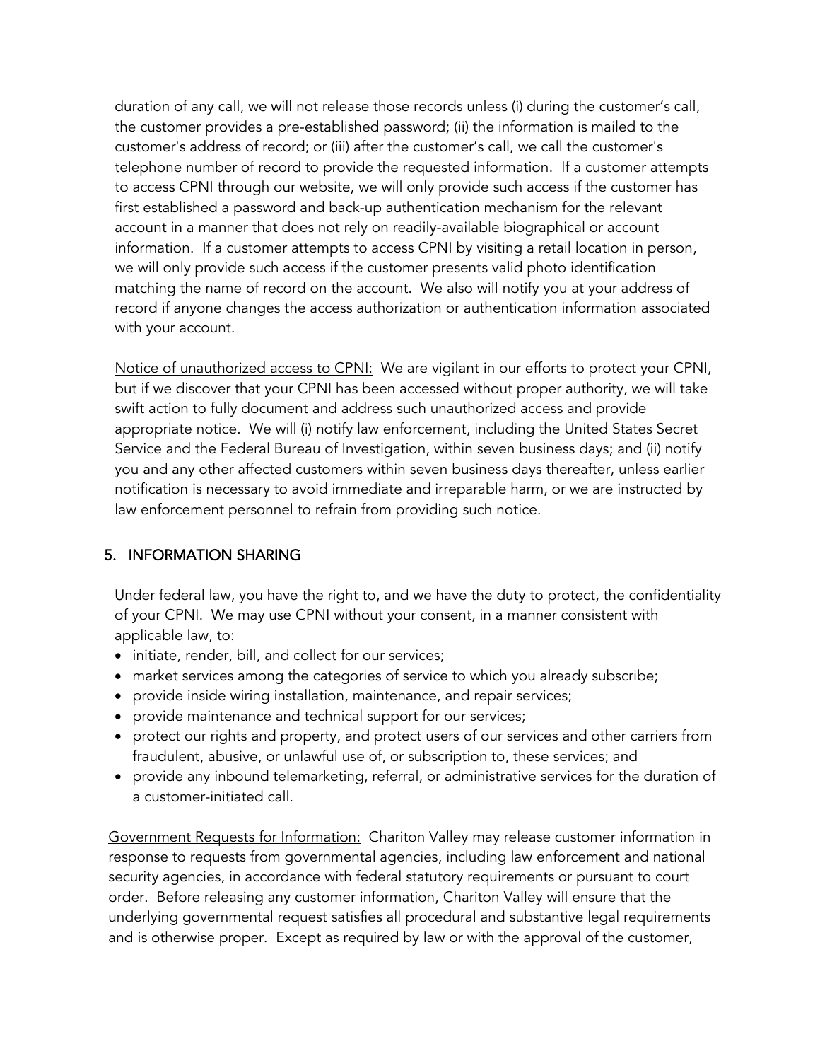duration of any call, we will not release those records unless (i) during the customer's call, the customer provides a pre-established password; (ii) the information is mailed to the customer's address of record; or (iii) after the customer's call, we call the customer's telephone number of record to provide the requested information. If a customer attempts to access CPNI through our website, we will only provide such access if the customer has first established a password and back-up authentication mechanism for the relevant account in a manner that does not rely on readily-available biographical or account information. If a customer attempts to access CPNI by visiting a retail location in person, we will only provide such access if the customer presents valid photo identification matching the name of record on the account. We also will notify you at your address of record if anyone changes the access authorization or authentication information associated with your account.

<u>Notice of unauthorized access to CPNI:</u> We are vigilant in our efforts to protect your CPNI, but if we discover that your CPNI has been accessed without proper authority, we will take swift action to fully document and address such unauthorized access and provide appropriate notice. We will (i) notify law enforcement, including the United States Secret Service and the Federal Bureau of Investigation, within seven business days; and (ii) notify you and any other affected customers within seven business days thereafter, unless earlier notification is necessary to avoid immediate and irreparable harm, or we are instructed by law enforcement personnel to refrain from providing such notice.

## 5. INFORMATION SHARING

Under federal law, you have the right to, and we have the duty to protect, the confidentiality of your CPNI. We may use CPNI without your consent, in a manner consistent with applicable law, to:

- initiate, render, bill, and collect for our services;
- market services among the categories of service to which you already subscribe;
- provide inside wiring installation, maintenance, and repair services;
- provide maintenance and technical support for our services;
- protect our rights and property, and protect users of our services and other carriers from fraudulent, abusive, or unlawful use of, or subscription to, these services; and
- provide any inbound telemarketing, referral, or administrative services for the duration of a customer-initiated call.

<u>Government Requests for Information:</u> Chariton Valley may release customer information in response to requests from governmental agencies, including law enforcement and national security agencies, in accordance with federal statutory requirements or pursuant to court order. Before releasing any customer information, Chariton Valley will ensure that the underlying governmental request satisfies all procedural and substantive legal requirements and is otherwise proper. Except as required by law or with the approval of the customer,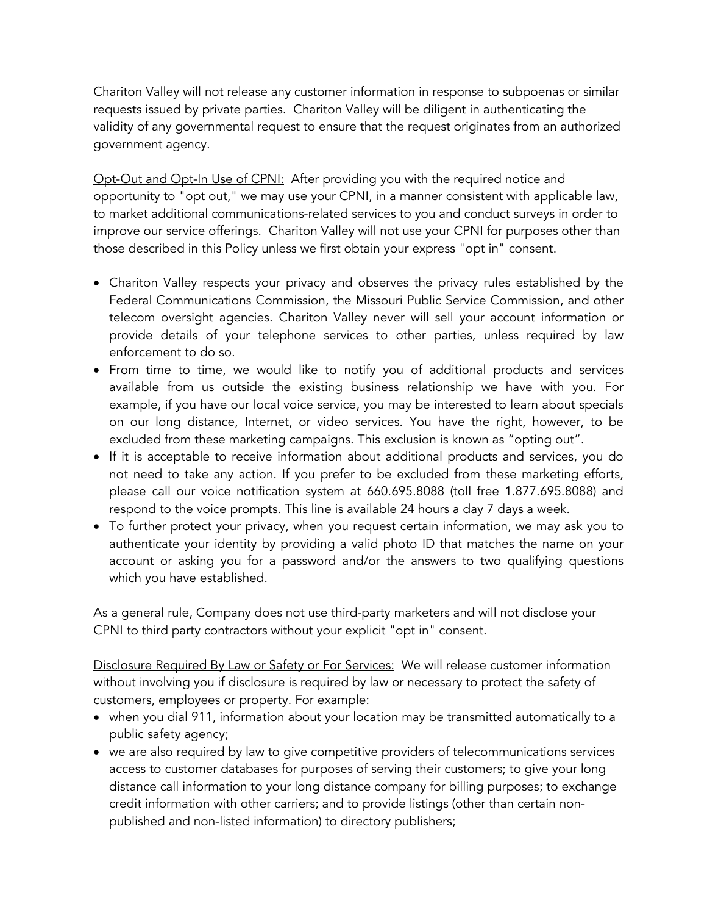Chariton Valley will not release any customer information in response to subpoenas or similar requests issued by private parties. Chariton Valley will be diligent in authenticating the validity of any governmental request to ensure that the request originates from an authorized government agency.

<u>Opt-Out and Opt-In Use of CPNI:</u> After providing you with the required notice and opportunity to "opt out," we may use your CPNI, in a manner consistent with applicable law, to market additional communications-related services to you and conduct surveys in order to improve our service offerings. Chariton Valley will not use your CPNI for purposes other than those described in this Policy unless we first obtain your express "opt in" consent.

- Chariton Valley respects your privacy and observes the privacy rules established by the Federal Communications Commission, the Missouri Public Service Commission, and other telecom oversight agencies. Chariton Valley never will sell your account information or provide details of your telephone services to other parties, unless required by law enforcement to do so.
- From time to time, we would like to notify you of additional products and services available from us outside the existing business relationship we have with you. For example, if you have our local voice service, you may be interested to learn about specials on our long distance, Internet, or video services. You have the right, however, to be excluded from these marketing campaigns. This exclusion is known as "opting out".
- If it is acceptable to receive information about additional products and services, you do not need to take any action. If you prefer to be excluded from these marketing efforts, please call our voice notification system at 660.695.8088 (toll free 1.877.695.8088) and respond to the voice prompts. This line is available 24 hours a day 7 days a week.
- To further protect your privacy, when you request certain information, we may ask you to authenticate your identity by providing a valid photo ID that matches the name on your account or asking you for a password and/or the answers to two qualifying questions which you have established.

As a general rule, Company does not use third-party marketers and will not disclose your CPNI to third party contractors without your explicit "opt in" consent.

<u>Disclosure Required By Law or Safety or For Services:</u> We will release customer information without involving you if disclosure is required by law or necessary to protect the safety of customers, employees or property. For example:

- when you dial 911, information about your location may be transmitted automatically to a public safety agency;
- we are also required by law to give competitive providers of telecommunications services access to customer databases for purposes of serving their customers; to give your long distance call information to your long distance company for billing purposes; to exchange credit information with other carriers; and to provide listings (other than certain non-published and non-listed information) to directory publishers;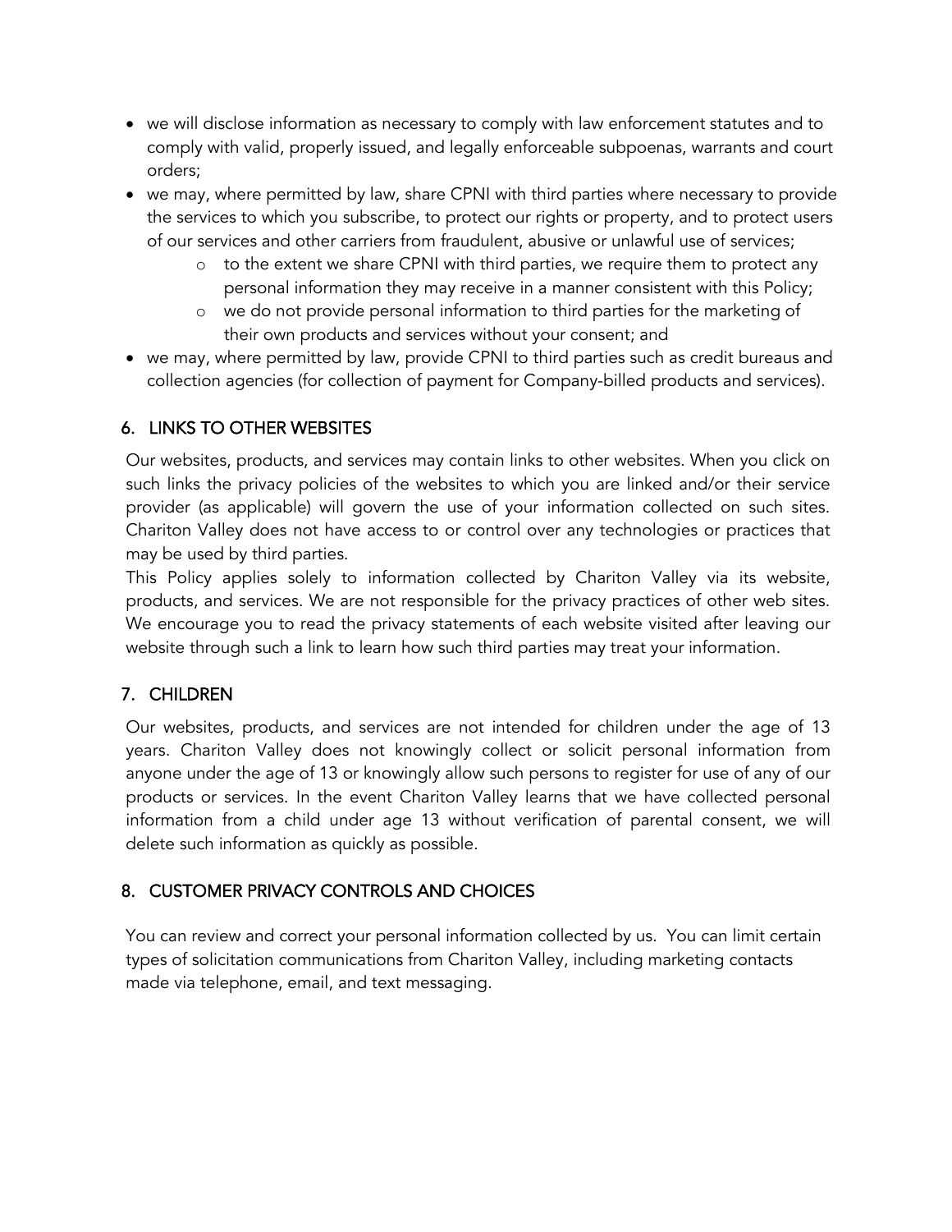- we will disclose information as necessary to comply with law enforcement statutes and to comply with valid, properly issued, and legally enforceable subpoenas, warrants and court orders;
- we may, where permitted by law, share CPNI with third parties where necessary to provide the services to which you subscribe, to protect our rights or property, and to protect users of our services and other carriers from fraudulent, abusive or unlawful use of services;
  - to the extent we share CPNI with third parties, we require them to protect any personal information they may receive in a manner consistent with this Policy;
  - we do not provide personal information to third parties for the marketing of their own products and services without your consent; and
- we may, where permitted by law, provide CPNI to third parties such as credit bureaus and collection agencies (for collection of payment for Company-billed products and services).

## 6. LINKS TO OTHER WEBSITES

Our websites, products, and services may contain links to other websites. When you click on such links the privacy policies of the websites to which you are linked and/or their service provider (as applicable) will govern the use of your information collected on such sites. Chariton Valley does not have access to or control over any technologies or practices that may be used by third parties.

This Policy applies solely to information collected by Chariton Valley via its website, products, and services. We are not responsible for the privacy practices of other web sites. We encourage you to read the privacy statements of each website visited after leaving our website through such a link to learn how such third parties may treat your information.

## 7. CHILDREN

Our websites, products, and services are not intended for children under the age of 13 years. Chariton Valley does not knowingly collect or solicit personal information from anyone under the age of 13 or knowingly allow such persons to register for use of any of our products or services. In the event Chariton Valley learns that we have collected personal information from a child under age 13 without verification of parental consent, we will delete such information as quickly as possible.

## 8. CUSTOMER PRIVACY CONTROLS AND CHOICES

You can review and correct your personal information collected by us. You can limit certain types of solicitation communications from Chariton Valley, including marketing contacts made via telephone, email, and text messaging.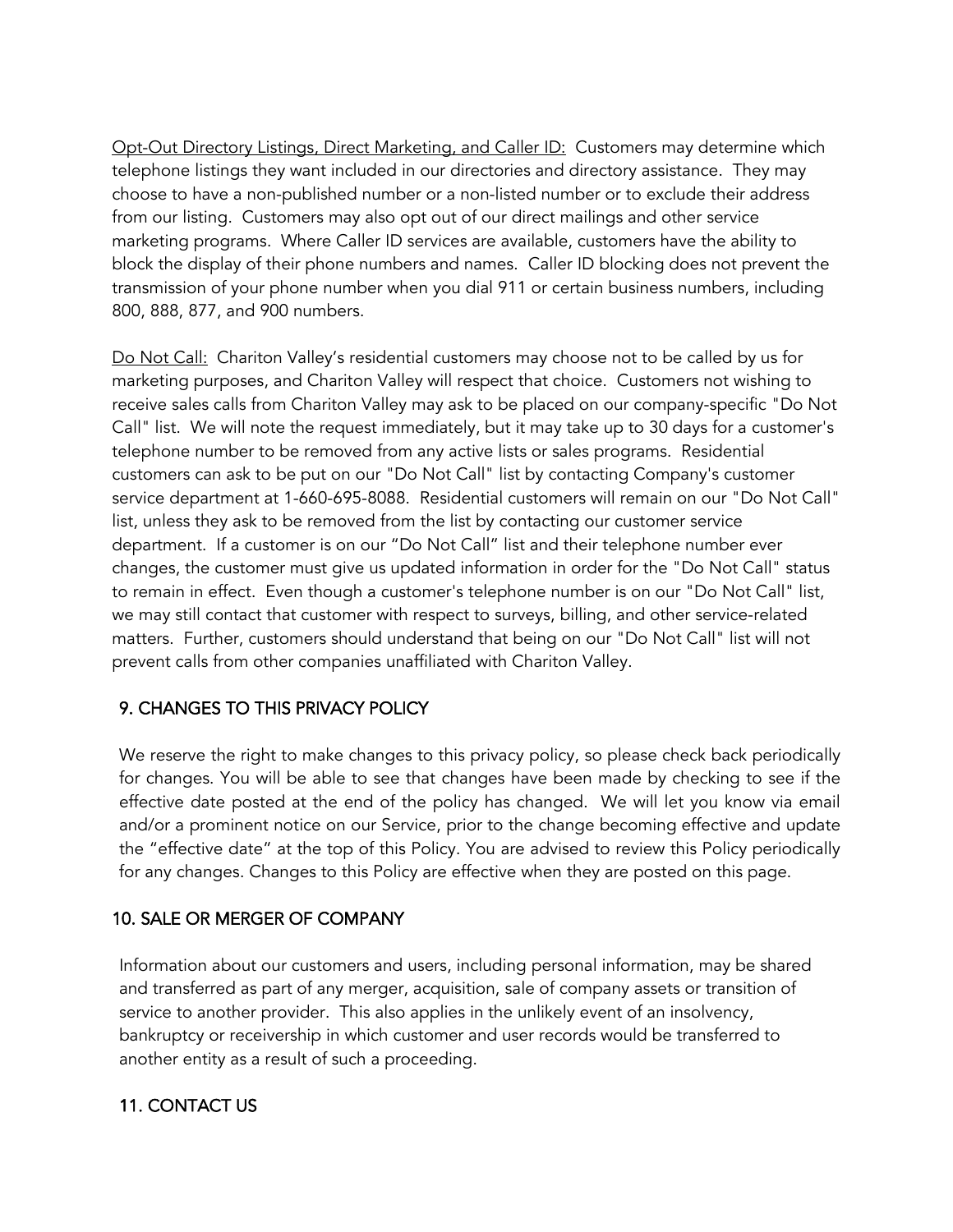Opt-Out Directory Listings, Direct Marketing, and Caller ID: Customers may determine which telephone listings they want included in our directories and directory assistance. They may choose to have a non-published number or a non-listed number or to exclude their address from our listing. Customers may also opt out of our direct mailings and other service marketing programs. Where Caller ID services are available, customers have the ability to block the display of their phone numbers and names. Caller ID blocking does not prevent the transmission of your phone number when you dial 911 or certain business numbers, including 800, 888, 877, and 900 numbers.

Do Not Call: Chariton Valley's residential customers may choose not to be called by us for marketing purposes, and Chariton Valley will respect that choice. Customers not wishing to receive sales calls from Chariton Valley may ask to be placed on our company-specific "Do Not Call" list. We will note the request immediately, but it may take up to 30 days for a customer's telephone number to be removed from any active lists or sales programs. Residential customers can ask to be put on our "Do Not Call" list by contacting Company's customer service department at 1-660-695-8088. Residential customers will remain on our "Do Not Call" list, unless they ask to be removed from the list by contacting our customer service department. If a customer is on our "Do Not Call" list and their telephone number ever changes, the customer must give us updated information in order for the "Do Not Call" status to remain in effect. Even though a customer's telephone number is on our "Do Not Call" list, we may still contact that customer with respect to surveys, billing, and other service-related matters. Further, customers should understand that being on our "Do Not Call" list will not prevent calls from other companies unaffiliated with Chariton Valley.

## 9. CHANGES TO THIS PRIVACY POLICY

We reserve the right to make changes to this privacy policy, so please check back periodically for changes. You will be able to see that changes have been made by checking to see if the effective date posted at the end of the policy has changed. We will let you know via email and/or a prominent notice on our Service, prior to the change becoming effective and update the "effective date" at the top of this Policy. You are advised to review this Policy periodically for any changes. Changes to this Policy are effective when they are posted on this page.

## 10. SALE OR MERGER OF COMPANY

Information about our customers and users, including personal information, may be shared and transferred as part of any merger, acquisition, sale of company assets or transition of service to another provider. This also applies in the unlikely event of an insolvency, bankruptcy or receivership in which customer and user records would be transferred to another entity as a result of such a proceeding.

## 11. CONTACT US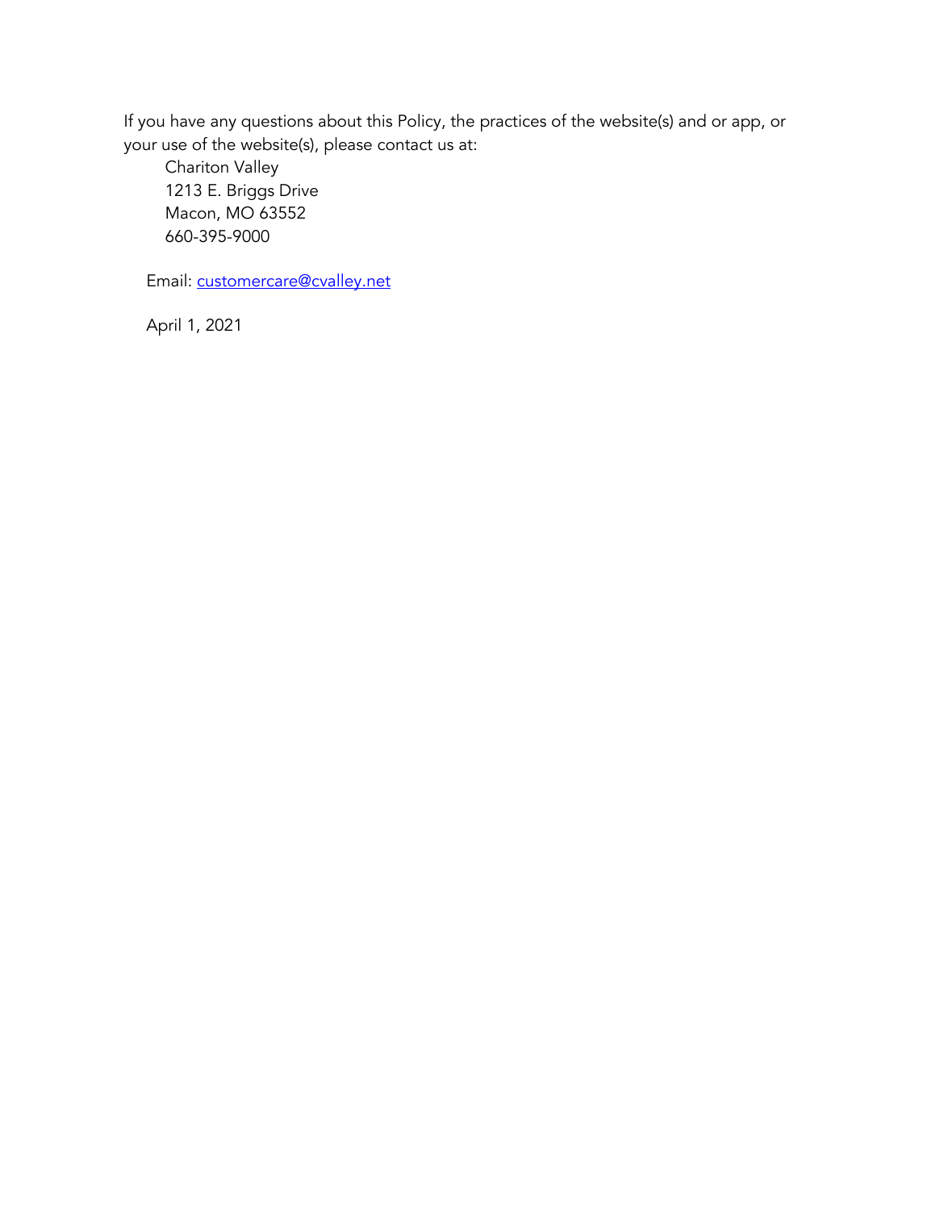If you have any questions about this Policy, the practices of the website(s) and or app, or your use of the website(s), please contact us at:

Chariton Valley
1213 E. Briggs Drive
Macon, MO 63552
660-395-9000

Email: customercare@cvalley.net

April 1, 2021